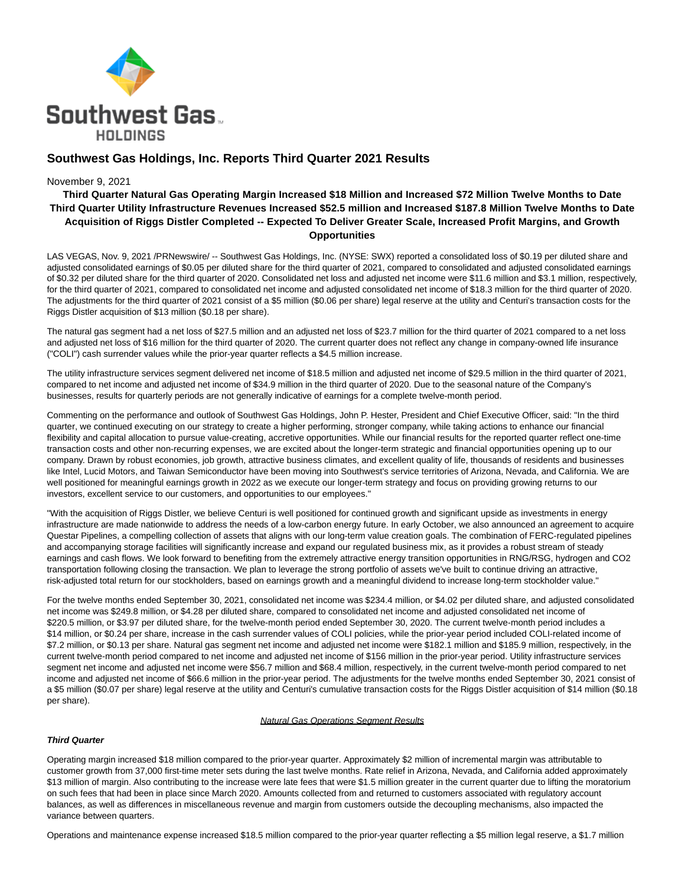# Southwest Gas Holdings, Inc. Reports Third Quarter 2021 Results

November 9, 2021

**Third Quarter Natural Gas Operating Margin Increased $18 Million and Increased $72 Million Twelve Months to Date**
**Third Quarter Utility Infrastructure Revenues Increased $52.5 million and Increased $187.8 Million Twelve Months to Date**
**Acquisition of Riggs Distler Completed -- Expected To Deliver Greater Scale, Increased Profit Margins, and Growth Opportunities**

LAS VEGAS, Nov. 9, 2021 /PRNewswire/ -- Southwest Gas Holdings, Inc. (NYSE: SWX) reported a consolidated loss of $0.19 per diluted share and adjusted consolidated earnings of $0.05 per diluted share for the third quarter of 2021, compared to consolidated and adjusted consolidated earnings of $0.32 per diluted share for the third quarter of 2020. Consolidated net loss and adjusted net income were $11.6 million and $3.1 million, respectively, for the third quarter of 2021, compared to consolidated net income and adjusted consolidated net income of $18.3 million for the third quarter of 2020. The adjustments for the third quarter of 2021 consist of a $5 million ($0.06 per share) legal reserve at the utility and Centuri's transaction costs for the Riggs Distler acquisition of $13 million ($0.18 per share).

The natural gas segment had a net loss of $27.5 million and an adjusted net loss of $23.7 million for the third quarter of 2021 compared to a net loss and adjusted net loss of $16 million for the third quarter of 2020. The current quarter does not reflect any change in company-owned life insurance ("COLI") cash surrender values while the prior-year quarter reflects a $4.5 million increase.

The utility infrastructure services segment delivered net income of $18.5 million and adjusted net income of $29.5 million in the third quarter of 2021, compared to net income and adjusted net income of $34.9 million in the third quarter of 2020. Due to the seasonal nature of the Company's businesses, results for quarterly periods are not generally indicative of earnings for a complete twelve-month period.

Commenting on the performance and outlook of Southwest Gas Holdings, John P. Hester, President and Chief Executive Officer, said: "In the third quarter, we continued executing on our strategy to create a higher performing, stronger company, while taking actions to enhance our financial flexibility and capital allocation to pursue value-creating, accretive opportunities. While our financial results for the reported quarter reflect one-time transaction costs and other non-recurring expenses, we are excited about the longer-term strategic and financial opportunities opening up to our company. Drawn by robust economies, job growth, attractive business climates, and excellent quality of life, thousands of residents and businesses like Intel, Lucid Motors, and Taiwan Semiconductor have been moving into Southwest's service territories of Arizona, Nevada, and California. We are well positioned for meaningful earnings growth in 2022 as we execute our longer-term strategy and focus on providing growing returns to our investors, excellent service to our customers, and opportunities to our employees."

"With the acquisition of Riggs Distler, we believe Centuri is well positioned for continued growth and significant upside as investments in energy infrastructure are made nationwide to address the needs of a low-carbon energy future. In early October, we also announced an agreement to acquire Questar Pipelines, a compelling collection of assets that aligns with our long-term value creation goals. The combination of FERC-regulated pipelines and accompanying storage facilities will significantly increase and expand our regulated business mix, as it provides a robust stream of steady earnings and cash flows. We look forward to benefiting from the extremely attractive energy transition opportunities in RNG/RSG, hydrogen and CO2 transportation following closing the transaction. We plan to leverage the strong portfolio of assets we've built to continue driving an attractive, risk-adjusted total return for our stockholders, based on earnings growth and a meaningful dividend to increase long-term stockholder value."

For the twelve months ended September 30, 2021, consolidated net income was $234.4 million, or $4.02 per diluted share, and adjusted consolidated net income was $249.8 million, or $4.28 per diluted share, compared to consolidated net income and adjusted consolidated net income of $220.5 million, or $3.97 per diluted share, for the twelve-month period ended September 30, 2020. The current twelve-month period includes a $14 million, or $0.24 per share, increase in the cash surrender values of COLI policies, while the prior-year period included COLI-related income of $7.2 million, or $0.13 per share. Natural gas segment net income and adjusted net income were $182.1 million and $185.9 million, respectively, in the current twelve-month period compared to net income and adjusted net income of $156 million in the prior-year period. Utility infrastructure services segment net income and adjusted net income were $56.7 million and $68.4 million, respectively, in the current twelve-month period compared to net income and adjusted net income of $66.6 million in the prior-year period. The adjustments for the twelve months ended September 30, 2021 consist of a $5 million ($0.07 per share) legal reserve at the utility and Centuri's cumulative transaction costs for the Riggs Distler acquisition of $14 million ($0.18 per share).

## Natural Gas Operations Segment Results

***Third Quarter***

Operating margin increased $18 million compared to the prior-year quarter. Approximately $2 million of incremental margin was attributable to customer growth from 37,000 first-time meter sets during the last twelve months. Rate relief in Arizona, Nevada, and California added approximately $13 million of margin. Also contributing to the increase were late fees that were $1.5 million greater in the current quarter due to lifting the moratorium on such fees that had been in place since March 2020. Amounts collected from and returned to customers associated with regulatory account balances, as well as differences in miscellaneous revenue and margin from customers outside the decoupling mechanisms, also impacted the variance between quarters.

Operations and maintenance expense increased $18.5 million compared to the prior-year quarter reflecting a $5 million legal reserve, a $1.7 million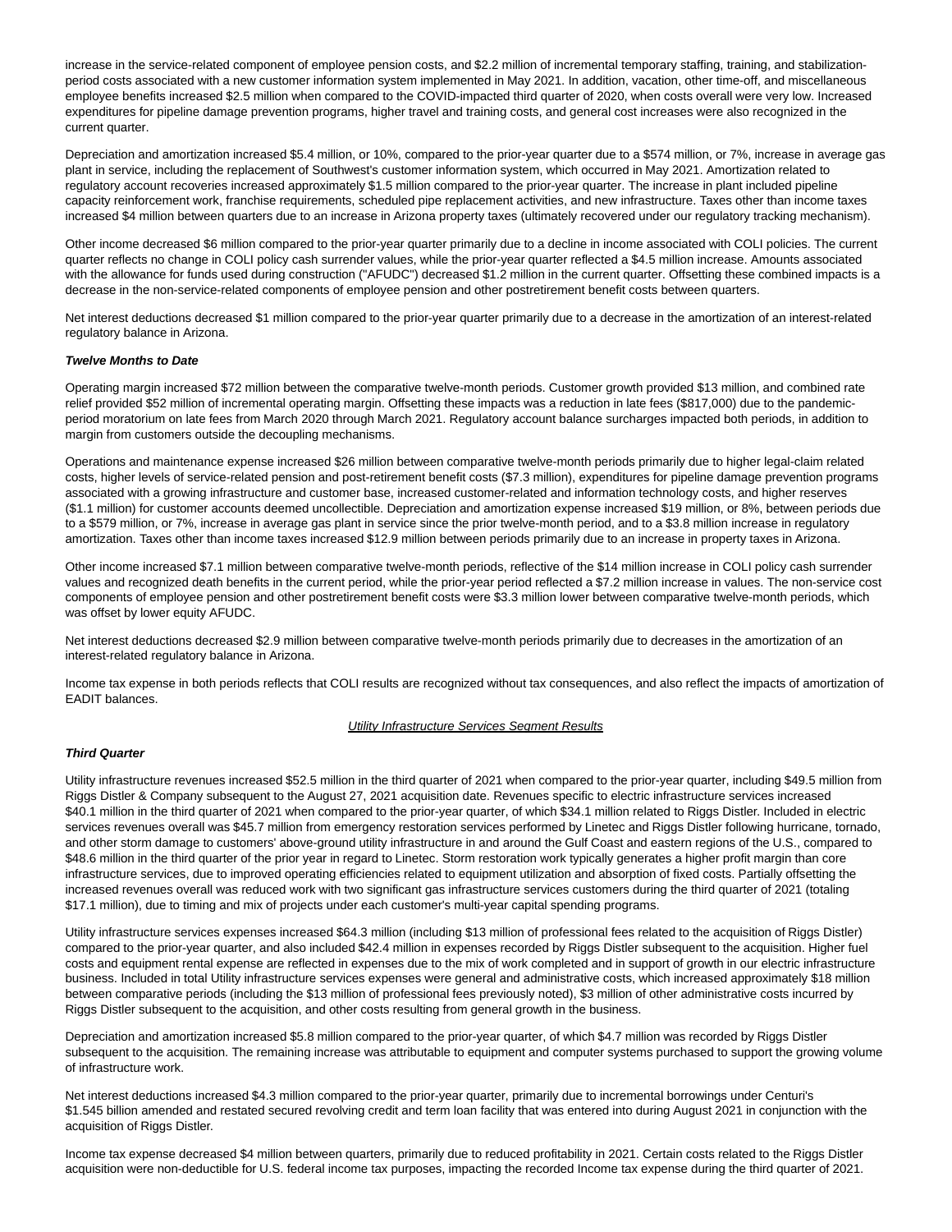increase in the service-related component of employee pension costs, and $2.2 million of incremental temporary staffing, training, and stabilization-period costs associated with a new customer information system implemented in May 2021. In addition, vacation, other time-off, and miscellaneous employee benefits increased $2.5 million when compared to the COVID-impacted third quarter of 2020, when costs overall were very low. Increased expenditures for pipeline damage prevention programs, higher travel and training costs, and general cost increases were also recognized in the current quarter.

Depreciation and amortization increased $5.4 million, or 10%, compared to the prior-year quarter due to a $574 million, or 7%, increase in average gas plant in service, including the replacement of Southwest's customer information system, which occurred in May 2021. Amortization related to regulatory account recoveries increased approximately $1.5 million compared to the prior-year quarter. The increase in plant included pipeline capacity reinforcement work, franchise requirements, scheduled pipe replacement activities, and new infrastructure. Taxes other than income taxes increased $4 million between quarters due to an increase in Arizona property taxes (ultimately recovered under our regulatory tracking mechanism).

Other income decreased $6 million compared to the prior-year quarter primarily due to a decline in income associated with COLI policies. The current quarter reflects no change in COLI policy cash surrender values, while the prior-year quarter reflected a $4.5 million increase. Amounts associated with the allowance for funds used during construction ("AFUDC") decreased $1.2 million in the current quarter. Offsetting these combined impacts is a decrease in the non-service-related components of employee pension and other postretirement benefit costs between quarters.

Net interest deductions decreased $1 million compared to the prior-year quarter primarily due to a decrease in the amortization of an interest-related regulatory balance in Arizona.

***Twelve Months to Date***

Operating margin increased $72 million between the comparative twelve-month periods. Customer growth provided $13 million, and combined rate relief provided $52 million of incremental operating margin. Offsetting these impacts was a reduction in late fees ($817,000) due to the pandemic-period moratorium on late fees from March 2020 through March 2021. Regulatory account balance surcharges impacted both periods, in addition to margin from customers outside the decoupling mechanisms.

Operations and maintenance expense increased $26 million between comparative twelve-month periods primarily due to higher legal-claim related costs, higher levels of service-related pension and post-retirement benefit costs ($7.3 million), expenditures for pipeline damage prevention programs associated with a growing infrastructure and customer base, increased customer-related and information technology costs, and higher reserves ($1.1 million) for customer accounts deemed uncollectible. Depreciation and amortization expense increased $19 million, or 8%, between periods due to a $579 million, or 7%, increase in average gas plant in service since the prior twelve-month period, and to a $3.8 million increase in regulatory amortization. Taxes other than income taxes increased $12.9 million between periods primarily due to an increase in property taxes in Arizona.

Other income increased $7.1 million between comparative twelve-month periods, reflective of the $14 million increase in COLI policy cash surrender values and recognized death benefits in the current period, while the prior-year period reflected a $7.2 million increase in values. The non-service cost components of employee pension and other postretirement benefit costs were $3.3 million lower between comparative twelve-month periods, which was offset by lower equity AFUDC.

Net interest deductions decreased $2.9 million between comparative twelve-month periods primarily due to decreases in the amortization of an interest-related regulatory balance in Arizona.

Income tax expense in both periods reflects that COLI results are recognized without tax consequences, and also reflect the impacts of amortization of EADIT balances.

<u>Utility Infrastructure Services Segment Results</u>

***Third Quarter***

Utility infrastructure revenues increased $52.5 million in the third quarter of 2021 when compared to the prior-year quarter, including $49.5 million from Riggs Distler & Company subsequent to the August 27, 2021 acquisition date. Revenues specific to electric infrastructure services increased $40.1 million in the third quarter of 2021 when compared to the prior-year quarter, of which $34.1 million related to Riggs Distler. Included in electric services revenues overall was $45.7 million from emergency restoration services performed by Linetec and Riggs Distler following hurricane, tornado, and other storm damage to customers' above-ground utility infrastructure in and around the Gulf Coast and eastern regions of the U.S., compared to $48.6 million in the third quarter of the prior year in regard to Linetec. Storm restoration work typically generates a higher profit margin than core infrastructure services, due to improved operating efficiencies related to equipment utilization and absorption of fixed costs. Partially offsetting the increased revenues overall was reduced work with two significant gas infrastructure services customers during the third quarter of 2021 (totaling $17.1 million), due to timing and mix of projects under each customer's multi-year capital spending programs.

Utility infrastructure services expenses increased $64.3 million (including $13 million of professional fees related to the acquisition of Riggs Distler) compared to the prior-year quarter, and also included $42.4 million in expenses recorded by Riggs Distler subsequent to the acquisition. Higher fuel costs and equipment rental expense are reflected in expenses due to the mix of work completed and in support of growth in our electric infrastructure business. Included in total Utility infrastructure services expenses were general and administrative costs, which increased approximately $18 million between comparative periods (including the $13 million of professional fees previously noted), $3 million of other administrative costs incurred by Riggs Distler subsequent to the acquisition, and other costs resulting from general growth in the business.

Depreciation and amortization increased $5.8 million compared to the prior-year quarter, of which $4.7 million was recorded by Riggs Distler subsequent to the acquisition. The remaining increase was attributable to equipment and computer systems purchased to support the growing volume of infrastructure work.

Net interest deductions increased $4.3 million compared to the prior-year quarter, primarily due to incremental borrowings under Centuri's $1.545 billion amended and restated secured revolving credit and term loan facility that was entered into during August 2021 in conjunction with the acquisition of Riggs Distler.

Income tax expense decreased $4 million between quarters, primarily due to reduced profitability in 2021. Certain costs related to the Riggs Distler acquisition were non-deductible for U.S. federal income tax purposes, impacting the recorded Income tax expense during the third quarter of 2021.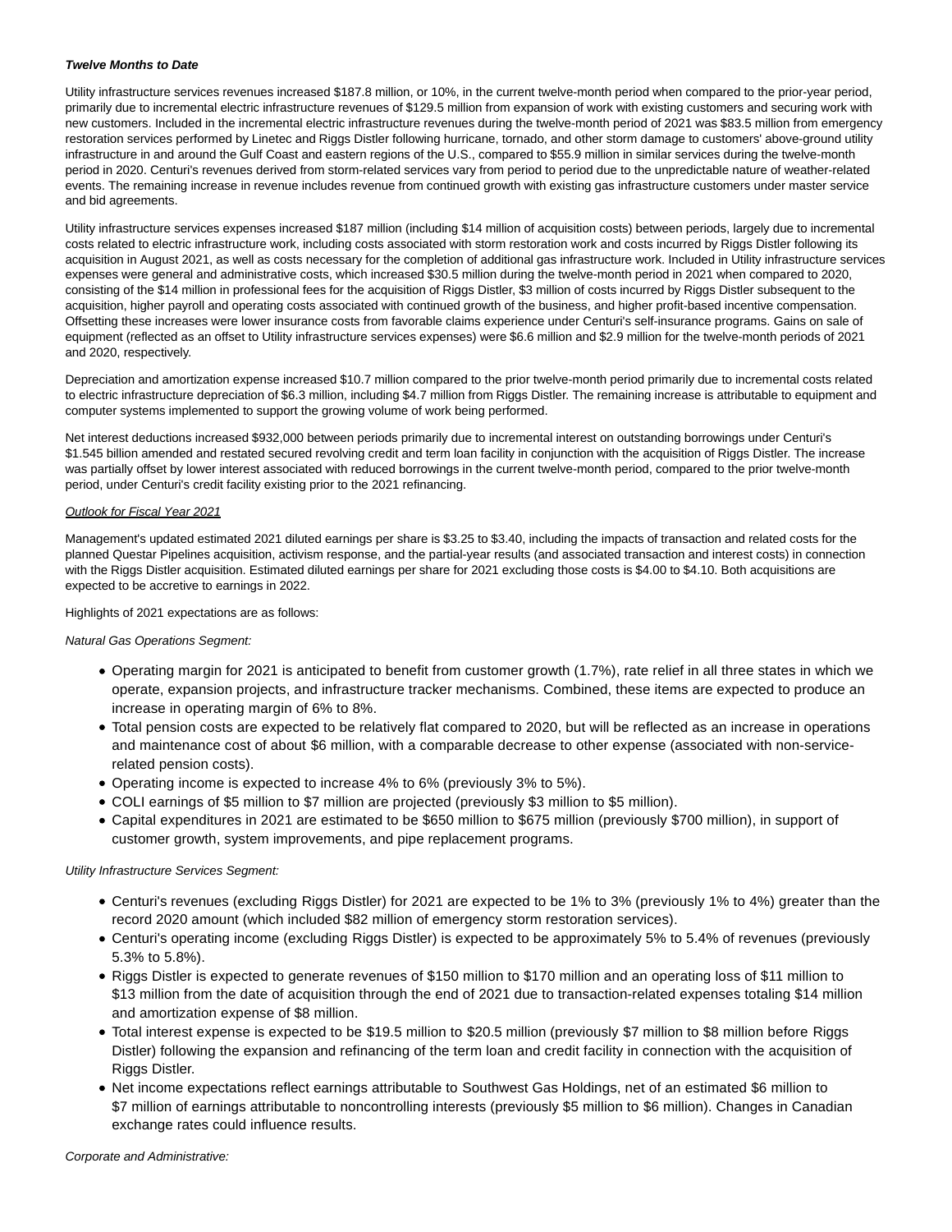***Twelve Months to Date***

Utility infrastructure services revenues increased $187.8 million, or 10%, in the current twelve-month period when compared to the prior-year period, primarily due to incremental electric infrastructure revenues of $129.5 million from expansion of work with existing customers and securing work with new customers. Included in the incremental electric infrastructure revenues during the twelve-month period of 2021 was $83.5 million from emergency restoration services performed by Linetec and Riggs Distler following hurricane, tornado, and other storm damage to customers' above-ground utility infrastructure in and around the Gulf Coast and eastern regions of the U.S., compared to $55.9 million in similar services during the twelve-month period in 2020. Centuri's revenues derived from storm-related services vary from period to period due to the unpredictable nature of weather-related events. The remaining increase in revenue includes revenue from continued growth with existing gas infrastructure customers under master service and bid agreements.

Utility infrastructure services expenses increased $187 million (including $14 million of acquisition costs) between periods, largely due to incremental costs related to electric infrastructure work, including costs associated with storm restoration work and costs incurred by Riggs Distler following its acquisition in August 2021, as well as costs necessary for the completion of additional gas infrastructure work. Included in Utility infrastructure services expenses were general and administrative costs, which increased $30.5 million during the twelve-month period in 2021 when compared to 2020, consisting of the $14 million in professional fees for the acquisition of Riggs Distler, $3 million of costs incurred by Riggs Distler subsequent to the acquisition, higher payroll and operating costs associated with continued growth of the business, and higher profit-based incentive compensation. Offsetting these increases were lower insurance costs from favorable claims experience under Centuri's self-insurance programs. Gains on sale of equipment (reflected as an offset to Utility infrastructure services expenses) were $6.6 million and $2.9 million for the twelve-month periods of 2021 and 2020, respectively.

Depreciation and amortization expense increased $10.7 million compared to the prior twelve-month period primarily due to incremental costs related to electric infrastructure depreciation of $6.3 million, including $4.7 million from Riggs Distler. The remaining increase is attributable to equipment and computer systems implemented to support the growing volume of work being performed.

Net interest deductions increased $932,000 between periods primarily due to incremental interest on outstanding borrowings under Centuri's $1.545 billion amended and restated secured revolving credit and term loan facility in conjunction with the acquisition of Riggs Distler. The increase was partially offset by lower interest associated with reduced borrowings in the current twelve-month period, compared to the prior twelve-month period, under Centuri's credit facility existing prior to the 2021 refinancing.

Outlook for Fiscal Year 2021

Management's updated estimated 2021 diluted earnings per share is $3.25 to $3.40, including the impacts of transaction and related costs for the planned Questar Pipelines acquisition, activism response, and the partial-year results (and associated transaction and interest costs) in connection with the Riggs Distler acquisition. Estimated diluted earnings per share for 2021 excluding those costs is $4.00 to $4.10. Both acquisitions are expected to be accretive to earnings in 2022.

Highlights of 2021 expectations are as follows:

*Natural Gas Operations Segment:*

- Operating margin for 2021 is anticipated to benefit from customer growth (1.7%), rate relief in all three states in which we operate, expansion projects, and infrastructure tracker mechanisms. Combined, these items are expected to produce an increase in operating margin of 6% to 8%.
- Total pension costs are expected to be relatively flat compared to 2020, but will be reflected as an increase in operations and maintenance cost of about $6 million, with a comparable decrease to other expense (associated with non-service-related pension costs).
- Operating income is expected to increase 4% to 6% (previously 3% to 5%).
- COLI earnings of $5 million to $7 million are projected (previously $3 million to $5 million).
- Capital expenditures in 2021 are estimated to be $650 million to $675 million (previously $700 million), in support of customer growth, system improvements, and pipe replacement programs.

*Utility Infrastructure Services Segment:*

- Centuri's revenues (excluding Riggs Distler) for 2021 are expected to be 1% to 3% (previously 1% to 4%) greater than the record 2020 amount (which included $82 million of emergency storm restoration services).
- Centuri's operating income (excluding Riggs Distler) is expected to be approximately 5% to 5.4% of revenues (previously 5.3% to 5.8%).
- Riggs Distler is expected to generate revenues of $150 million to $170 million and an operating loss of $11 million to $13 million from the date of acquisition through the end of 2021 due to transaction-related expenses totaling $14 million and amortization expense of $8 million.
- Total interest expense is expected to be $19.5 million to $20.5 million (previously $7 million to $8 million before Riggs Distler) following the expansion and refinancing of the term loan and credit facility in connection with the acquisition of Riggs Distler.
- Net income expectations reflect earnings attributable to Southwest Gas Holdings, net of an estimated $6 million to $7 million of earnings attributable to noncontrolling interests (previously $5 million to $6 million). Changes in Canadian exchange rates could influence results.

*Corporate and Administrative:*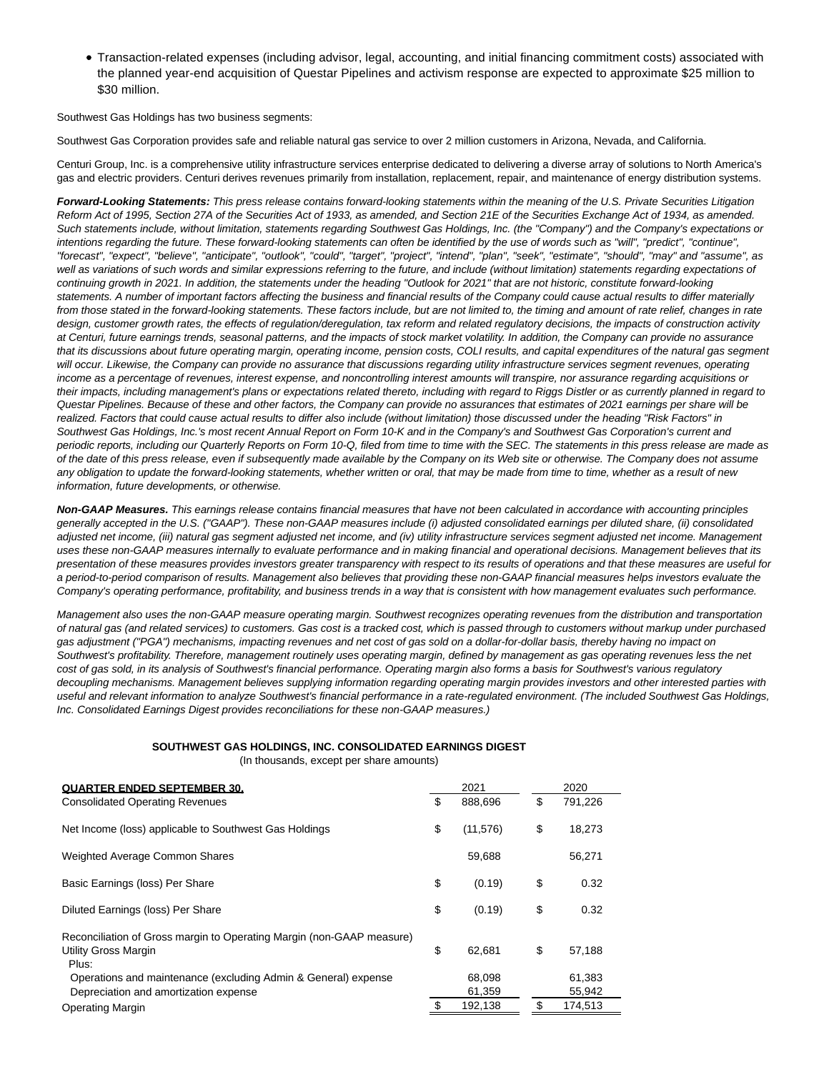- Transaction-related expenses (including advisor, legal, accounting, and initial financing commitment costs) associated with the planned year-end acquisition of Questar Pipelines and activism response are expected to approximate $25 million to $30 million.

Southwest Gas Holdings has two business segments:

Southwest Gas Corporation provides safe and reliable natural gas service to over 2 million customers in Arizona, Nevada, and California.

Centuri Group, Inc. is a comprehensive utility infrastructure services enterprise dedicated to delivering a diverse array of solutions to North America's gas and electric providers. Centuri derives revenues primarily from installation, replacement, repair, and maintenance of energy distribution systems.

***Forward-Looking Statements:*** *This press release contains forward-looking statements within the meaning of the U.S. Private Securities Litigation Reform Act of 1995, Section 27A of the Securities Act of 1933, as amended, and Section 21E of the Securities Exchange Act of 1934, as amended. Such statements include, without limitation, statements regarding Southwest Gas Holdings, Inc. (the "Company") and the Company's expectations or intentions regarding the future. These forward-looking statements can often be identified by the use of words such as "will", "predict", "continue", "forecast", "expect", "believe", "anticipate", "outlook", "could", "target", "project", "intend", "plan", "seek", "estimate", "should", "may" and "assume", as well as variations of such words and similar expressions referring to the future, and include (without limitation) statements regarding expectations of continuing growth in 2021. In addition, the statements under the heading "Outlook for 2021" that are not historic, constitute forward-looking statements. A number of important factors affecting the business and financial results of the Company could cause actual results to differ materially from those stated in the forward-looking statements. These factors include, but are not limited to, the timing and amount of rate relief, changes in rate design, customer growth rates, the effects of regulation/deregulation, tax reform and related regulatory decisions, the impacts of construction activity at Centuri, future earnings trends, seasonal patterns, and the impacts of stock market volatility. In addition, the Company can provide no assurance that its discussions about future operating margin, operating income, pension costs, COLI results, and capital expenditures of the natural gas segment will occur. Likewise, the Company can provide no assurance that discussions regarding utility infrastructure services segment revenues, operating income as a percentage of revenues, interest expense, and noncontrolling interest amounts will transpire, nor assurance regarding acquisitions or their impacts, including management's plans or expectations related thereto, including with regard to Riggs Distler or as currently planned in regard to Questar Pipelines. Because of these and other factors, the Company can provide no assurances that estimates of 2021 earnings per share will be realized. Factors that could cause actual results to differ also include (without limitation) those discussed under the heading "Risk Factors" in Southwest Gas Holdings, Inc.'s most recent Annual Report on Form 10-K and in the Company's and Southwest Gas Corporation's current and periodic reports, including our Quarterly Reports on Form 10-Q, filed from time to time with the SEC. The statements in this press release are made as of the date of this press release, even if subsequently made available by the Company on its Web site or otherwise. The Company does not assume any obligation to update the forward-looking statements, whether written or oral, that may be made from time to time, whether as a result of new information, future developments, or otherwise.*

***Non-GAAP Measures.*** *This earnings release contains financial measures that have not been calculated in accordance with accounting principles generally accepted in the U.S. ("GAAP"). These non-GAAP measures include (i) adjusted consolidated earnings per diluted share, (ii) consolidated adjusted net income, (iii) natural gas segment adjusted net income, and (iv) utility infrastructure services segment adjusted net income. Management uses these non-GAAP measures internally to evaluate performance and in making financial and operational decisions. Management believes that its presentation of these measures provides investors greater transparency with respect to its results of operations and that these measures are useful for a period-to-period comparison of results. Management also believes that providing these non-GAAP financial measures helps investors evaluate the Company's operating performance, profitability, and business trends in a way that is consistent with how management evaluates such performance.*

*Management also uses the non-GAAP measure operating margin. Southwest recognizes operating revenues from the distribution and transportation of natural gas (and related services) to customers. Gas cost is a tracked cost, which is passed through to customers without markup under purchased gas adjustment ("PGA") mechanisms, impacting revenues and net cost of gas sold on a dollar-for-dollar basis, thereby having no impact on Southwest's profitability. Therefore, management routinely uses operating margin, defined by management as gas operating revenues less the net cost of gas sold, in its analysis of Southwest's financial performance. Operating margin also forms a basis for Southwest's various regulatory decoupling mechanisms. Management believes supplying information regarding operating margin provides investors and other interested parties with useful and relevant information to analyze Southwest's financial performance in a rate-regulated environment. (The included Southwest Gas Holdings, Inc. Consolidated Earnings Digest provides reconciliations for these non-GAAP measures.)*

**SOUTHWEST GAS HOLDINGS, INC. CONSOLIDATED EARNINGS DIGEST**

(In thousands, except per share amounts)

| QUARTER ENDED SEPTEMBER 30, | 2021 | 2020 |
|---|---|---|
| Consolidated Operating Revenues | $ 888,696 | $ 791,226 |
| Net Income (loss) applicable to Southwest Gas Holdings | $ (11,576) | $ 18,273 |
| Weighted Average Common Shares | 59,688 | 56,271 |
| Basic Earnings (loss) Per Share | $ (0.19) | $ 0.32 |
| Diluted Earnings (loss) Per Share | $ (0.19) | $ 0.32 |
| Reconciliation of Gross margin to Operating Margin (non-GAAP measure) | | |
| Utility Gross Margin | $ 62,681 | $ 57,188 |
| Plus: | | |
| Operations and maintenance (excluding Admin & General) expense | 68,098 | 61,383 |
| Depreciation and amortization expense | 61,359 | 55,942 |
| Operating Margin | $ 192,138 | $ 174,513 |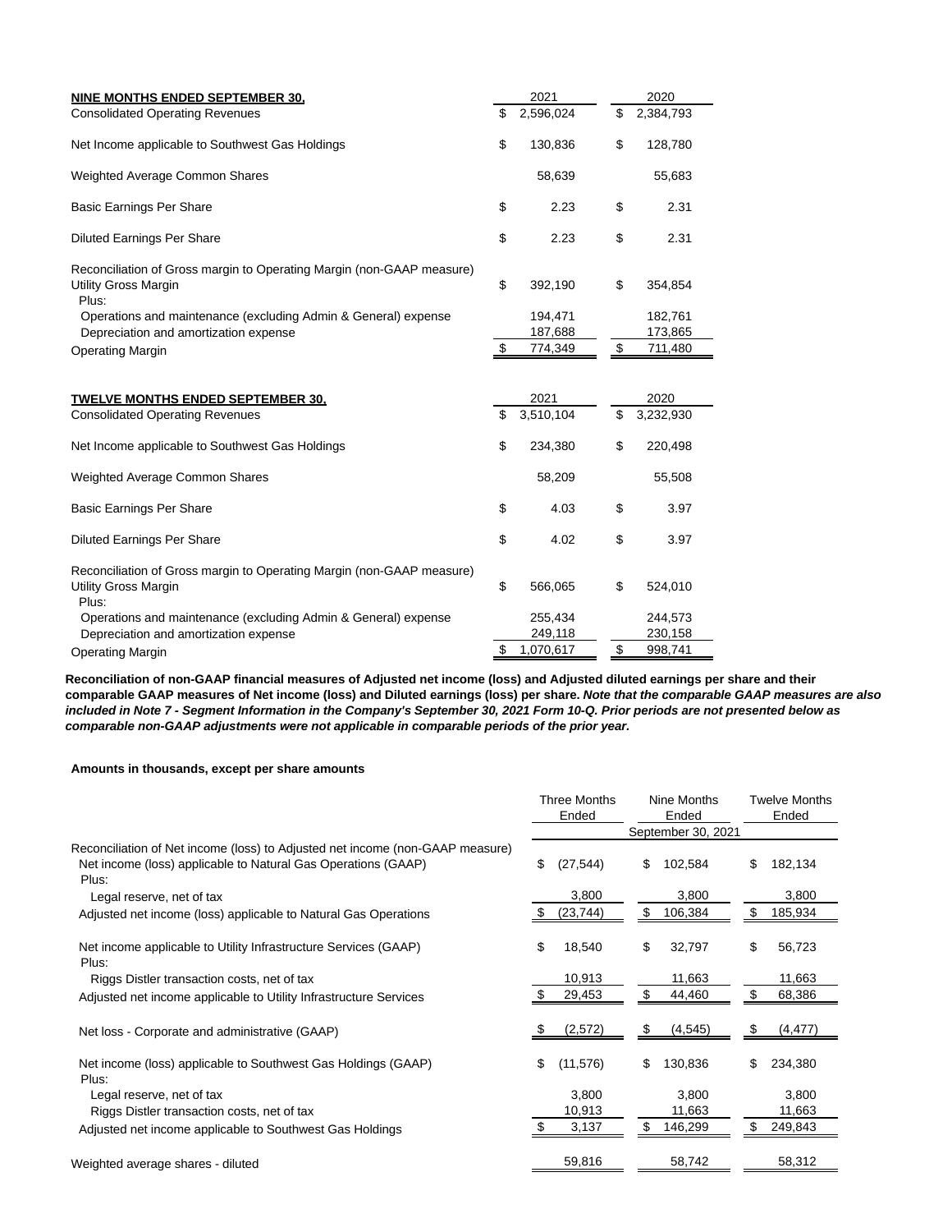| **NINE MONTHS ENDED SEPTEMBER 30,** | 2021 | 2020 |
|---|---|---|
| Consolidated Operating Revenues | $ 2,596,024 | $ 2,384,793 |
| Net Income applicable to Southwest Gas Holdings | $ 130,836 | $ 128,780 |
| Weighted Average Common Shares | 58,639 | 55,683 |
| Basic Earnings Per Share | $ 2.23 | $ 2.31 |
| Diluted Earnings Per Share | $ 2.23 | $ 2.31 |
| Reconciliation of Gross margin to Operating Margin (non-GAAP measure) | | |
| Utility Gross Margin | $ 392,190 | $ 354,854 |
| Plus: | | |
| Operations and maintenance (excluding Admin & General) expense | 194,471 | 182,761 |
| Depreciation and amortization expense | 187,688 | 173,865 |
| Operating Margin | $ 774,349 | $ 711,480 |

| **TWELVE MONTHS ENDED SEPTEMBER 30,** | 2021 | 2020 |
|---|---|---|
| Consolidated Operating Revenues | $ 3,510,104 | $ 3,232,930 |
| Net Income applicable to Southwest Gas Holdings | $ 234,380 | $ 220,498 |
| Weighted Average Common Shares | 58,209 | 55,508 |
| Basic Earnings Per Share | $ 4.03 | $ 3.97 |
| Diluted Earnings Per Share | $ 4.02 | $ 3.97 |
| Reconciliation of Gross margin to Operating Margin (non-GAAP measure) | | |
| Utility Gross Margin | $ 566,065 | $ 524,010 |
| Plus: | | |
| Operations and maintenance (excluding Admin & General) expense | 255,434 | 244,573 |
| Depreciation and amortization expense | 249,118 | 230,158 |
| Operating Margin | $ 1,070,617 | $ 998,741 |

**Reconciliation of non-GAAP financial measures of Adjusted net income (loss) and Adjusted diluted earnings per share and their comparable GAAP measures of Net income (loss) and Diluted earnings (loss) per share.** ***Note that the comparable GAAP measures are also included in Note 7 - Segment Information in the Company's September 30, 2021 Form 10-Q. Prior periods are not presented below as comparable non-GAAP adjustments were not applicable in comparable periods of the prior year.***

**Amounts in thousands, except per share amounts**

| | Three Months Ended | Nine Months Ended | Twelve Months Ended |
|---|---|---|---|
| | | September 30, 2021 | |
| Reconciliation of Net income (loss) to Adjusted net income (non-GAAP measure) | | | |
| Net income (loss) applicable to Natural Gas Operations (GAAP) | $ (27,544) | $ 102,584 | $ 182,134 |
| Plus: | | | |
| Legal reserve, net of tax | 3,800 | 3,800 | 3,800 |
| Adjusted net income (loss) applicable to Natural Gas Operations | $ (23,744) | $ 106,384 | $ 185,934 |
| Net income applicable to Utility Infrastructure Services (GAAP) | $ 18,540 | $ 32,797 | $ 56,723 |
| Plus: | | | |
| Riggs Distler transaction costs, net of tax | 10,913 | 11,663 | 11,663 |
| Adjusted net income applicable to Utility Infrastructure Services | $ 29,453 | $ 44,460 | $ 68,386 |
| Net loss - Corporate and administrative (GAAP) | $ (2,572) | $ (4,545) | $ (4,477) |
| Net income (loss) applicable to Southwest Gas Holdings (GAAP) | $ (11,576) | $ 130,836 | $ 234,380 |
| Plus: | | | |
| Legal reserve, net of tax | 3,800 | 3,800 | 3,800 |
| Riggs Distler transaction costs, net of tax | 10,913 | 11,663 | 11,663 |
| Adjusted net income applicable to Southwest Gas Holdings | $ 3,137 | $ 146,299 | $ 249,843 |
| Weighted average shares - diluted | 59,816 | 58,742 | 58,312 |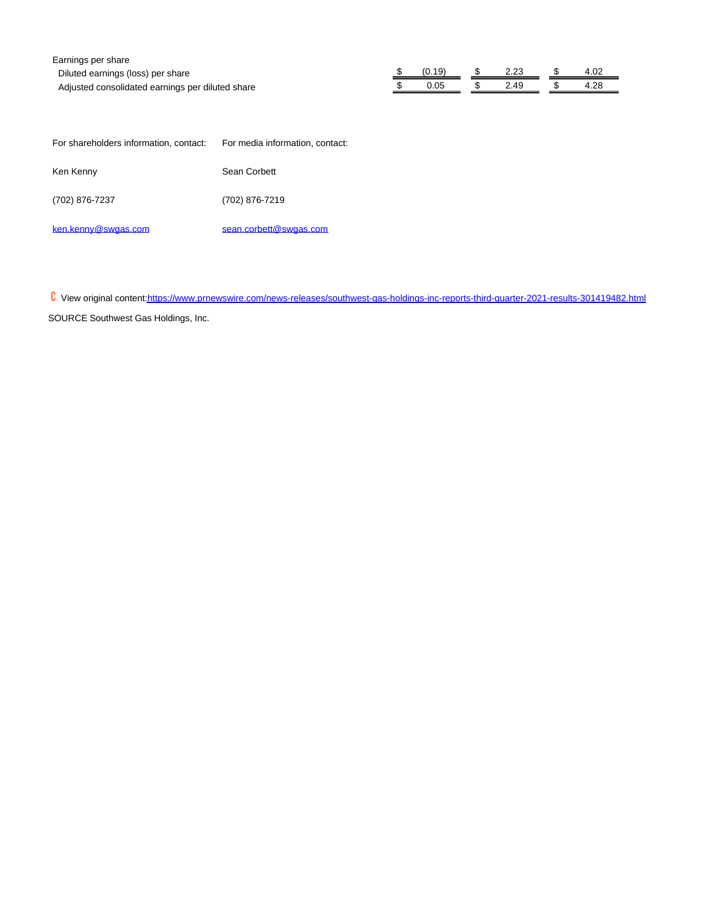| | | | |
|---|---|---|---|
| Earnings per share | | | |
| Diluted earnings (loss) per share | $ (0.19) | $ 2.23 | $ 4.02 |
| Adjusted consolidated earnings per diluted share | $ 0.05 | $ 2.49 | $ 4.28 |

| For shareholders information, contact: | For media information, contact: |
|---|---|
| Ken Kenny | Sean Corbett |
| (702) 876-7237 | (702) 876-7219 |
| ken.kenny@swgas.com | sean.corbett@swgas.com |

View original content: https://www.prnewswire.com/news-releases/southwest-gas-holdings-inc-reports-third-quarter-2021-results-301419482.html

SOURCE Southwest Gas Holdings, Inc.